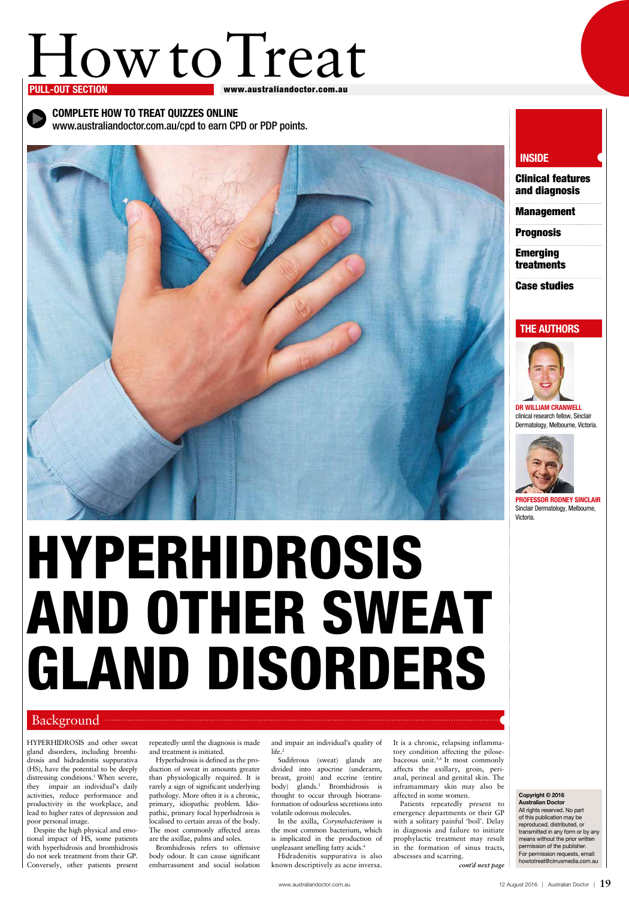# How to Treat

PULL-OUT SECTION

www.australiandoctor.com.au

**COMPLETE HOW TO TREAT QUIZZES ONLINE**
www.australiandoctor.com.au/cpd to earn CPD or PDP points.

## INSIDE

- Clinical features and diagnosis
- Management
- Prognosis
- Emerging treatments
- Case studies

## THE AUTHORS

**DR WILLIAM CRANWELL**
clinical research fellow, Sinclair Dermatology, Melbourne, Victoria.

**PROFESSOR RODNEY SINCLAIR**
Sinclair Dermatology, Melbourne, Victoria.

# HYPERHIDROSIS AND OTHER SWEAT GLAND DISORDERS

## Background

HYPERHIDROSIS and other sweat gland disorders, including bromhidrosis and hidradenitis suppurativa (HS), have the potential to be deeply distressing conditions.[1] When severe, they impair an individual's daily activities, reduce performance and productivity in the workplace, and lead to higher rates of depression and poor personal image.

Despite the high physical and emotional impact of HS, some patients with hyperhidrosis and bromhidrosis do not seek treatment from their GP. Conversely, other patients present repeatedly until the diagnosis is made and treatment is initiated.

Hyperhidrosis is defined as the production of sweat in amounts greater than physiologically required. It is rarely a sign of significant underlying pathology. More often it is a chronic, primary, idiopathic problem. Idiopathic, primary focal hyperhidrosis is localised to certain areas of the body. The most commonly affected areas are the axillae, palms and soles.

Bromhidrosis refers to offensive body odour. It can cause significant embarrassment and social isolation and impair an individual's quality of life.[2]

Sudiferous (sweat) glands are divided into apocrine (underarm, breast, groin) and eccrine (entire body) glands.[3] Bromhidrosis is thought to occur through biotransformation of odourless secretions into volatile odorous molecules.

In the axilla, *Corynebacterium* is the most common bacterium, which is implicated in the production of unpleasant smelling fatty acids.[4]

Hidradenitis suppurativa is also known descriptively as acne inversa. It is a chronic, relapsing inflammatory condition affecting the pilosebaceous unit.[5,6] It most commonly affects the axillary, groin, perianal, perineal and genital skin. The inframammary skin may also be affected in some women.

Patients repeatedly present to emergency departments or their GP with a solitary painful 'boil'. Delay in diagnosis and failure to initiate prophylactic treatment may result in the formation of sinus tracts, abscesses and scarring.

*cont'd next page*

**Copyright © 2016 Australian Doctor**
All rights reserved. No part of this publication may be reproduced, distributed, or transmitted in any form or by any means without the prior written permission of the publisher. For permission requests, email: howtotreat@cirrusmedia.com.au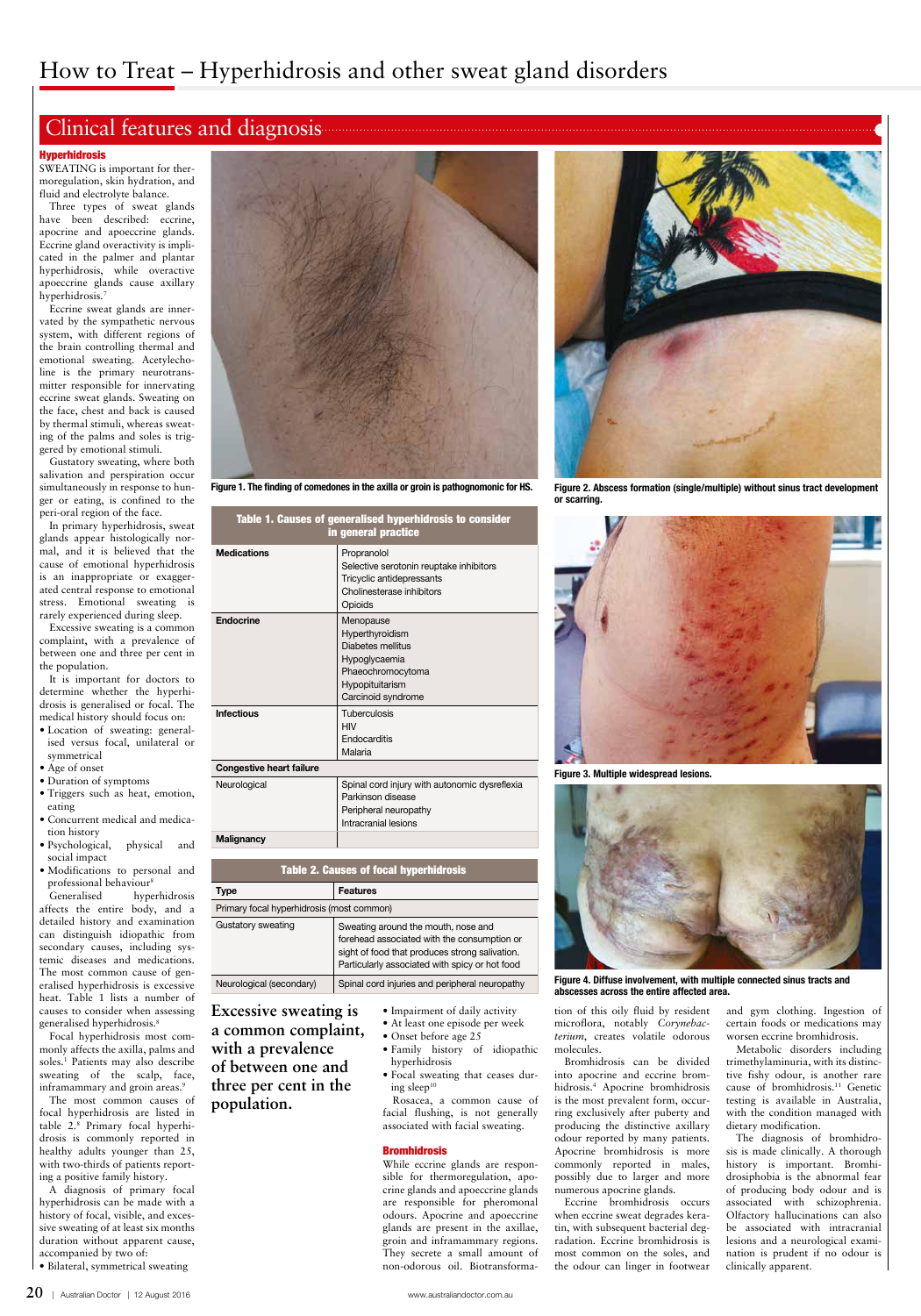# How to Treat – Hyperhidrosis and other sweat gland disorders

## Clinical features and diagnosis

### Hyperhidrosis

SWEATING is important for thermoregulation, skin hydration, and fluid and electrolyte balance.

Three types of sweat glands have been described: eccrine, apocrine and apoeccrine glands. Eccrine gland overactivity is implicated in the palmer and plantar hyperhidrosis, while overactive apoeccrine glands cause axillary hyperhidrosis.[7]

Eccrine sweat glands are innervated by the sympathetic nervous system, with different regions of the brain controlling thermal and emotional sweating. Acetylecholine is the primary neurotransmitter responsible for innervating eccrine sweat glands. Sweating on the face, chest and back is caused by thermal stimuli, whereas sweating of the palms and soles is triggered by emotional stimuli.

Gustatory sweating, where both salivation and perspiration occur simultaneously in response to hunger or eating, is confined to the peri-oral region of the face.

In primary hyperhidrosis, sweat glands appear histologically normal, and it is believed that the cause of emotional hyperhidrosis is an inappropriate or exaggerated central response to emotional stress. Emotional sweating is rarely experienced during sleep.

Excessive sweating is a common complaint, with a prevalence of between one and three per cent in the population.

It is important for doctors to determine whether the hyperhidrosis is generalised or focal. The medical history should focus on:

- Location of sweating: generalised versus focal, unilateral or symmetrical
- Age of onset
- Duration of symptoms
- Triggers such as heat, emotion, eating
- Concurrent medical and medication history
- Psychological, physical and social impact
- Modifications to personal and professional behaviour[8]

Generalised hyperhidrosis affects the entire body, and a detailed history and examination can distinguish idiopathic from secondary causes, including systemic diseases and medications. The most common cause of generalised hyperhidrosis is excessive heat. Table 1 lists a number of causes to consider when assessing generalised hyperhidrosis.[8]

Focal hyperhidrosis most commonly affects the axilla, palms and soles.[1] Patients may also describe sweating of the scalp, face, inframammary and groin areas.[9]

The most common causes of focal hyperhidrosis are listed in table 2.[8] Primary focal hyperhidrosis is commonly reported in healthy adults younger than 25, with two-thirds of patients reporting a positive family history.

A diagnosis of primary focal hyperhidrosis can be made with a history of focal, visible, and excessive sweating of at least six months duration without apparent cause, accompanied by two of:

- Bilateral, symmetrical sweating
- Impairment of daily activity
- At least one episode per week
- Onset before age 25
- Family history of idiopathic hyperhidrosis
- Focal sweating that ceases during sleep[10]

Rosacea, a common cause of facial flushing, is not generally associated with facial sweating.

Figure 1. The finding of comedones in the axilla or groin is pathognomonic for HS.

Figure 2. Abscess formation (single/multiple) without sinus tract development or scarring.

Figure 3. Multiple widespread lesions.

Figure 4. Diffuse involvement, with multiple connected sinus tracts and abscesses across the entire affected area.

**Table 1. Causes of generalised hyperhidrosis to consider in general practice**

| | |
|---|---|
| **Medications** | Propranolol<br>Selective serotonin reuptake inhibitors<br>Tricyclic antidepressants<br>Cholinesterase inhibitors<br>Opioids |
| **Endocrine** | Menopause<br>Hyperthyroidism<br>Diabetes mellitus<br>Hypoglycaemia<br>Phaeochromocytoma<br>Hypopituitarism<br>Carcinoid syndrome |
| **Infectious** | Tuberculosis<br>HIV<br>Endocarditis<br>Malaria |
| **Congestive heart failure** | |
| Neurological | Spinal cord injury with autonomic dysreflexia<br>Parkinson disease<br>Peripheral neuropathy<br>Intracranial lesions |
| **Malignancy** | |

**Table 2. Causes of focal hyperhidrosis**

| Type | Features |
|---|---|
| Primary focal hyperhidrosis (most common) | |
| Gustatory sweating | Sweating around the mouth, nose and forehead associated with the consumption or sight of food that produces strong salivation. Particularly associated with spicy or hot food |
| Neurological (secondary) | Spinal cord injuries and peripheral neuropathy |

**Excessive sweating is a common complaint, with a prevalence of between one and three per cent in the population.**

### Bromhidrosis

While eccrine glands are responsible for thermoregulation, apocrine glands and apoeccrine glands are responsible for pheromonal odours. Apocrine and apoeccrine glands are present in the axillae, groin and inframammary regions. They secrete a small amount of non-odorous oil. Biotransformation of this oily fluid by resident microflora, notably *Corynebacterium*, creates volatile odorous molecules.

Bromhidrosis can be divided into apocrine and eccrine bromhidrosis.[4] Apocrine bromhidrosis is the most prevalent form, occurring exclusively after puberty and producing the distinctive axillary odour reported by many patients. Apocrine bromhidrosis is more commonly reported in males, possibly due to larger and more numerous apocrine glands.

Eccrine bromhidrosis occurs when eccrine sweat degrades keratin, with subsequent bacterial degradation. Eccrine bromhidrosis is most common on the soles, and the odour can linger in footwear and gym clothing. Ingestion of certain foods or medications may worsen eccrine bromhidrosis.

Metabolic disorders including trimethylaminuria, with its distinctive fishy odour, is another rare cause of bromhidrosis.[11] Genetic testing is available in Australia, with the condition managed with dietary modification.

The diagnosis of bromhidrosis is made clinically. A thorough history is important. Bromhidrosiphobia is the abnormal fear of producing body odour and is associated with schizophrenia. Olfactory hallucinations can also be associated with intracranial lesions and a neurological examination is prudent if no odour is clinically apparent.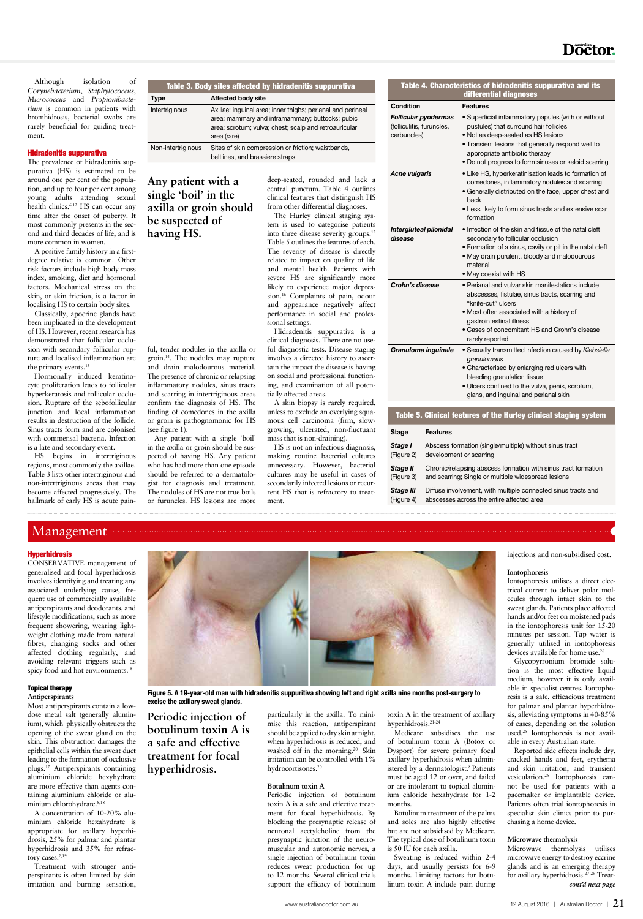Although isolation of *Corynebacterium*, *Staphylococcus*, *Micrococcus* and *Propionibacterium* is common in patients with bromhidrosis, bacterial swabs are rarely beneficial for guiding treatment.

### Hidradenitis suppurativa

The prevalence of hidradenitis suppurativa (HS) is estimated to be around one per cent of the population, and up to four per cent among young adults attending sexual health clinics.[6,12] HS can occur any time after the onset of puberty. It most commonly presents in the second and third decades of life, and is more common in women.

A positive family history in a first-degree relative is common. Other risk factors include high body mass index, smoking, diet and hormonal factors. Mechanical stress on the skin, or skin friction, is a factor in localising HS to certain body sites.

Classically, apocrine glands have been implicated in the development of HS. However, recent research has demonstrated that follicular occlusion with secondary follicular rupture and localised inflammation are the primary events.[13]

Hormonally induced keratinocyte proliferation leads to follicular hyperkeratosis and follicular occlusion. Rupture of the sebofollicular junction and local inflammation results in destruction of the follicle. Sinus tracts form and are colonised with commensal bacteria. Infection is a late and secondary event.

HS begins in intertriginous regions, most commonly the axillae. Table 3 lists other intertriginous and non-intertriginous areas that may become affected progressively. The hallmark of early HS is acute painful, tender nodules in the axilla or groin.[14]. The nodules may rupture and drain malodourous material. The presence of chronic or relapsing inflammatory nodules, sinus tracts and scarring in intertriginous areas confirm the diagnosis of HS. The finding of comedones in the axilla or groin is pathognomonic for HS (see figure 1).

Any patient with a single 'boil' in the axilla or groin should be suspected of having HS. Any patient who has had more than one episode should be referred to a dermatologist for diagnosis and treatment. The nodules of HS are not true boils or furuncles. HS lesions are more deep-seated, rounded and lack a central punctum. Table 4 outlines clinical features that distinguish HS from other differential diagnoses.

The Hurley clinical staging system is used to categorise patients into three disease severity groups.[15] Table 5 outlines the features of each. The severity of disease is directly related to impact on quality of life and mental health. Patients with severe HS are significantly more likely to experience major depression.[16] Complaints of pain, odour and appearance negatively affect performance in social and professional settings.

Hidradenitis suppurativa is a clinical diagnosis. There are no useful diagnostic tests. Disease staging involves a directed history to ascertain the impact the disease is having on social and professional functioning, and examination of all potentially affected areas.

A skin biopsy is rarely required, unless to exclude an overlying squamous cell carcinoma (firm, slow-growing, ulcerated, non-fluctuant mass that is non-draining).

HS is not an infectious diagnosis, making routine bacterial cultures unnecessary. However, bacterial cultures may be useful in cases of secondarily infected lesions or recurrent HS that is refractory to treatment.

**Any patient with a single 'boil' in the axilla or groin should be suspected of having HS.**

**Table 3. Body sites affected by hidradenitis suppurativa**

| Type | Affected body site |
|---|---|
| Intertriginous | Axillae; inguinal area; inner thighs; perianal and perineal area; mammary and inframammary; buttocks; pubic area; scrotum; vulva; chest; scalp and retroauricular area (rare) |
| Non-intertriginous | Sites of skin compression or friction; waistbands, beltlines, and brassiere straps |

**Table 4. Characteristics of hidradenitis suppurativa and its differential diagnoses**

| Condition | Features |
|---|---|
| ***Follicular pyodermas*** (folliculitis, furuncles, carbuncles) | • Superficial inflammatory papules (with or without pustules) that surround hair follicles<br>• Not as deep-seated as HS lesions<br>• Transient lesions that generally respond well to appropriate antibiotic therapy<br>• Do not progress to form sinuses or keloid scarring |
| ***Acne vulgaris*** | • Like HS, hyperkeratinisation leads to formation of comedones, inflammatory nodules and scarring<br>• Generally distributed on the face, upper chest and back<br>• Less likely to form sinus tracts and extensive scar formation |
| ***Intergluteal pilonidal disease*** | • Infection of the skin and tissue of the natal cleft secondary to follicular occlusion<br>• Formation of a sinus, cavity or pit in the natal cleft<br>• May drain purulent, bloody and malodourous material<br>• May coexist with HS |
| ***Crohn's disease*** | • Perianal and vulvar skin manifestations include abscesses, fistulae, sinus tracts, scarring and "knife-cut" ulcers<br>• Most often associated with a history of gastrointestinal illness<br>• Cases of concomitant HS and Crohn's disease rarely reported |
| ***Granuloma inguinale*** | • Sexually transmitted infection caused by *Klebsiella granulomatis*<br>• Characterised by enlarging red ulcers with bleeding granulation tissue<br>• Ulcers confined to the vulva, penis, scrotum, glans, and inguinal and perianal skin |

**Table 5. Clinical features of the Hurley clinical staging system**

| Stage | Features |
|---|---|
| ***Stage I*** (Figure 2) | Abscess formation (single/multiple) without sinus tract development or scarring |
| ***Stage II*** (Figure 3) | Chronic/relapsing abscess formation with sinus tract formation and scarring; Single or multiple widespread lesions |
| ***Stage III*** (Figure 4) | Diffuse involvement, with multiple connected sinus tracts and abscesses across the entire affected area |

## Management

### Hyperhidrosis

CONSERVATIVE management of generalised and focal hyperhidrosis involves identifying and treating any associated underlying cause, frequent use of commercially available antiperspirants and deodorants, and lifestyle modifications, such as more frequent showering, wearing lightweight clothing made from natural fibres, changing socks and other affected clothing regularly, and avoiding relevant triggers such as spicy food and hot environments. [8]

#### Topical therapy

**Antiperspirants**

Most antiperspirants contain a low-dose metal salt (generally aluminium), which physically obstructs the opening of the sweat gland on the skin. This obstruction damages the epithelial cells within the sweat duct leading to the formation of occlusive plugs.[17] Antiperspirants containing aluminium chloride hexyhydrate are more effective than agents containing aluminium chloride or aluminium chlorohydrate.[8,18]

A concentration of 10-20% aluminium chloride hexahydrate is appropriate for axillary hyperhidrosis, 25% for palmar and plantar hyperhidrosis and 35% for refractory cases.[2,19]

Treatment with stronger antiperspirants is often limited by skin irritation and burning sensation, particularly in the axilla. To minimise this reaction, antiperspirant should be applied to dry skin at night, when hyperhidrosis is reduced, and washed off in the morning.[20] Skin irritation can be controlled with 1% hydrocortisones.[20]

**Figure 5. A 19-year-old man with hidradenitis suppuritiva showing left and right axilla nine months post-surgery to excise the axillary sweat glands.**

**Periodic injection of botulinum toxin A is a safe and effective treatment for focal hyperhidrosis.**

**Botulinum toxin A**

Periodic injection of botulinum toxin A is a safe and effective treatment for focal hyperhidrosis. By blocking the presynaptic release of neuronal acetylcholine from the presynaptic junction of the neuromuscular and autonomic nerves, a single injection of botulinum toxin reduces sweat production for up to 12 months. Several clinical trials support the efficacy of botulinum toxin A in the treatment of axillary hyperhidrosis.[21-24]

Medicare subsidises the use of botulinum toxin A (Botox or Dysport) for severe primary focal axillary hyperhidrosis when administered by a dermatologist.[8] Patients must be aged 12 or over, and failed or are intolerant to topical aluminium chloride hexahydrate for 1-2 months.

Botulinum treatment of the palms and soles are also highly effective but are not subsidised by Medicare. The typical dose of botulinum toxin is 50 IU for each axilla.

Sweating is reduced within 2-4 days, and usually persists for 6-9 months. Limiting factors for botulinum toxin A include pain during injections and non-subsidised cost.

**Iontophoresis**

Iontophoresis utilises a direct electrical current to deliver polar molecules through intact skin to the sweat glands. Patients place affected hands and/or feet on moistened pads in the iontophoresis unit for 15-20 minutes per session. Tap water is generally utilised in iontophoresis devices available for home use.[26]

Glycopyrronium bromide solution is the most effective liquid medium, however it is only available in specialist centres. Iontophoresis is a safe, efficacious treatment for palmar and plantar hyperhidrosis, alleviating symptoms in 40-85% of cases, depending on the solution used.[25] Iontophoresis is not available in every Australian state.

Reported side effects include dry, cracked hands and feet, erythema and skin irritation, and transient vesiculation.[25] Iontophoresis cannot be used for patients with a pacemaker or implantable device. Patients often trial iontophoresis in specialist skin clinics prior to purchasing a home device.

**Microwave thermolysis**

Microwave thermolysis utilises microwave energy to destroy eccrine glands and is an emerging therapy for axillary hyperhidrosis.[27-29] Treat-

*cont'd next page*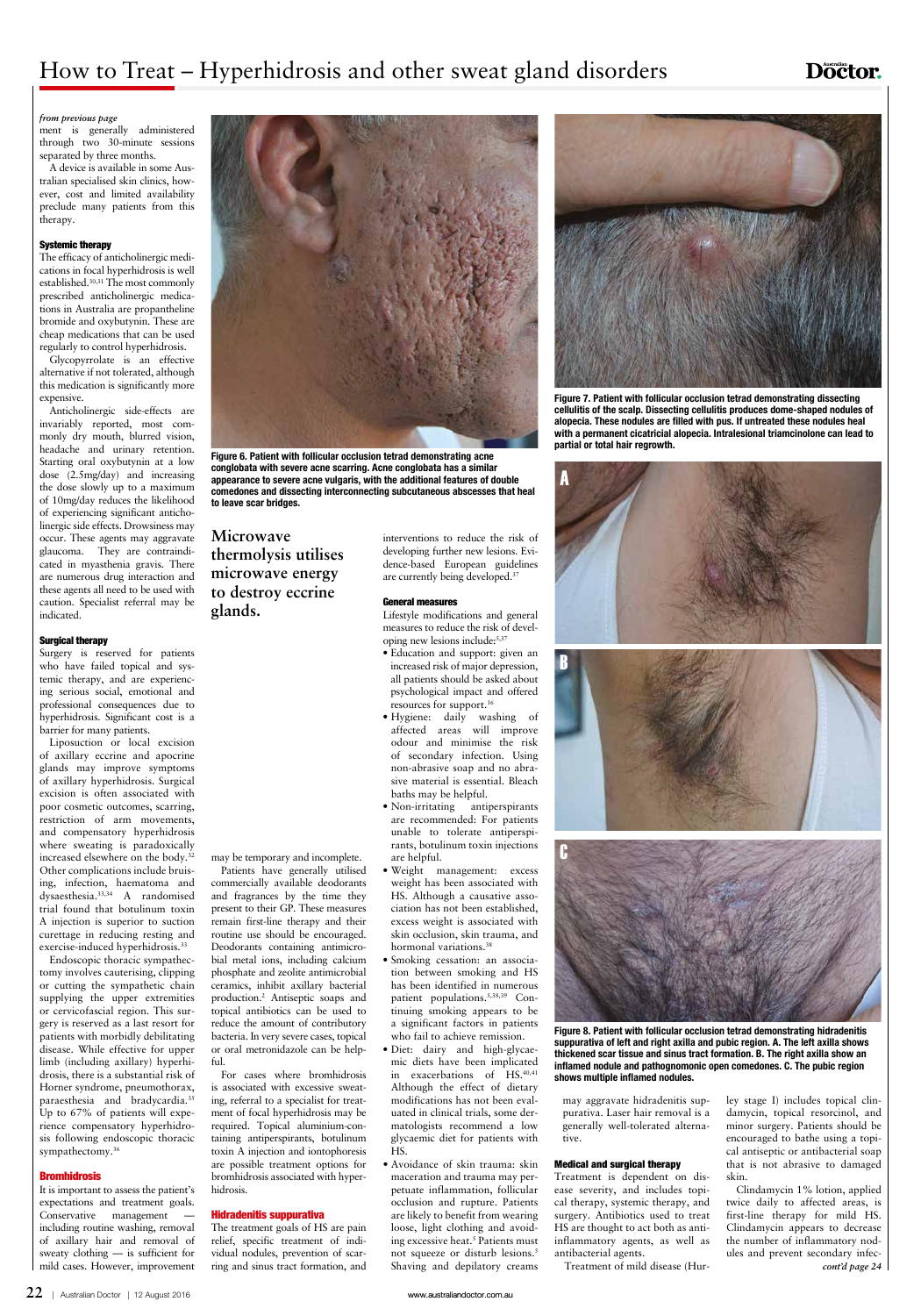*from previous page*

ment is generally administered through two 30-minute sessions separated by three months.

A device is available in some Australian specialised skin clinics, however, cost and limited availability preclude many patients from this therapy.

### Systemic therapy

The efficacy of anticholinergic medications in focal hyperhidrosis is well established.[30,31] The most commonly prescribed anticholinergic medications in Australia are propantheline bromide and oxybutynin. These are cheap medications that can be used regularly to control hyperhidrosis.

Glycopyrrolate is an effective alternative if not tolerated, although this medication is significantly more expensive.

Anticholinergic side-effects are invariably reported, most commonly dry mouth, blurred vision, headache and urinary retention. Starting oral oxybutynin at a low dose (2.5mg/day) and increasing the dose slowly up to a maximum of 10mg/day reduces the likelihood of experiencing significant anticholinergic side effects. Drowsiness may occur. These agents may aggravate glaucoma. They are contraindicated in myasthenia gravis. There are numerous drug interaction and these agents all need to be used with caution. Specialist referral may be indicated.

### Surgical therapy

Surgery is reserved for patients who have failed topical and systemic therapy, and are experiencing serious social, emotional and professional consequences due to hyperhidrosis. Significant cost is a barrier for many patients.

Liposuction or local excision of axillary eccrine and apocrine glands may improve symptoms of axillary hyperhidrosis. Surgical excision is often associated with poor cosmetic outcomes, scarring, restriction of arm movements, and compensatory hyperhidrosis where sweating is paradoxically increased elsewhere on the body.[32] Other complications include bruising, infection, haematoma and dysaesthesia.[33,34] A randomised trial found that botulinum toxin A injection is superior to suction curettage in reducing resting and exercise-induced hyperhidrosis.[33]

Endoscopic thoracic sympathectomy involves cauterising, clipping or cutting the sympathetic chain supplying the upper extremities or cervicofacial region. This surgery is reserved as a last resort for patients with morbidly debilitating disease. While effective for upper limb (including axillary) hyperhidrosis, there is a substantial risk of Horner syndrome, pneumothorax, paraesthesia and bradycardia.[35] Up to 67% of patients will experience compensatory hyperhidrosis following endoscopic thoracic sympathectomy.[36]

## Bromhidrosis

It is important to assess the patient's expectations and treatment goals. Conservative management — including routine washing, removal of axillary hair and removal of sweaty clothing — is sufficient for mild cases. However, improvement may be temporary and incomplete.

Patients have generally utilised commercially available deodorants and fragrances by the time they present to their GP. These measures remain first-line therapy and their routine use should be encouraged. Deodorants containing antimicrobial metal ions, including calcium phosphate and zeolite antimicrobial ceramics, inhibit axillary bacterial production.[2] Antiseptic soaps and topical antibiotics can be used to reduce the amount of contributory bacteria. In very severe cases, topical or oral metronidazole can be helpful.

For cases where bromhidrosis is associated with excessive sweating, referral to a specialist for treatment of focal hyperhidrosis may be required. Topical aluminium-containing antiperspirants, botulinum toxin A injection and iontophoresis are possible treatment options for bromhidrosis associated with hyperhidrosis.

Figure 6. Patient with follicular occlusion tetrad demonstrating acne conglobata with severe acne scarring. Acne conglobata has a similar appearance to severe acne vulgaris, with the additional features of double comedones and dissecting interconnecting subcutaneous abscesses that heal to leave scar bridges.

**Microwave thermolysis utilises microwave energy to destroy eccrine glands.**

## Hidradenitis suppurativa

The treatment goals of HS are pain relief, specific treatment of individual nodules, prevention of scarring and sinus tract formation, and interventions to reduce the risk of developing further new lesions. Evidence-based European guidelines are currently being developed.[37]

### General measures

Lifestyle modifications and general measures to reduce the risk of developing new lesions include:[5,37]

- Education and support: given an increased risk of major depression, all patients should be asked about psychological impact and offered resources for support.[16]
- Hygiene: daily washing of affected areas will improve odour and minimise the risk of secondary infection. Using non-abrasive soap and no abrasive material is essential. Bleach baths may be helpful.
- Non-irritating antiperspirants are recommended: For patients unable to tolerate antiperspirants, botulinum toxin injections are helpful.
- Weight management: excess weight has been associated with HS. Although a causative association has not been established, excess weight is associated with skin occlusion, skin trauma, and hormonal variations.[38]
- Smoking cessation: an association between smoking and HS has been identified in numerous patient populations.[5,38,39] Continuing smoking appears to be a significant factors in patients who fail to achieve remission.
- Diet: dairy and high-glycaemic diets have been implicated in exacerbations of HS.[40,41] Although the effect of dietary modifications has not been evaluated in clinical trials, some dermatologists recommend a low glycaemic diet for patients with HS.
- Avoidance of skin trauma: skin maceration and trauma may perpetuate inflammation, follicular occlusion and rupture. Patients are likely to benefit from wearing loose, light clothing and avoiding excessive heat.[5] Patients must not squeeze or disturb lesions.[5] Shaving and depilatory creams may aggravate hidradenitis suppurativa. Laser hair removal is a generally well-tolerated alternative.

Figure 7. Patient with follicular occlusion tetrad demonstrating dissecting cellulitis of the scalp. Dissecting cellulitis produces dome-shaped nodules of alopecia. These nodules are filled with pus. If untreated these nodules heal with a permanent cicatricial alopecia. Intralesional triamcinolone can lead to partial or total hair regrowth.

Figure 8. Patient with follicular occlusion tetrad demonstrating hidradenitis suppurativa of left and right axilla and pubic region. A. The left axilla shows thickened scar tissue and sinus tract formation. B. The right axilla show an inflamed nodule and pathognomonic open comedones. C. The pubic region shows multiple inflamed nodules.

### Medical and surgical therapy

Treatment is dependent on disease severity, and includes topical therapy, systemic therapy, and surgery. Antibiotics used to treat HS are thought to act both as anti-inflammatory agents, as well as antibacterial agents.

Treatment of mild disease (Hurley stage I) includes topical clindamycin, topical resorcinol, and minor surgery. Patients should be encouraged to bathe using a topical antiseptic or antibacterial soap that is not abrasive to damaged skin.

Clindamycin 1% lotion, applied twice daily to affected areas, is first-line therapy for mild HS. Clindamycin appears to decrease the number of inflammatory nodules and prevent secondary infec-

*cont'd page 24*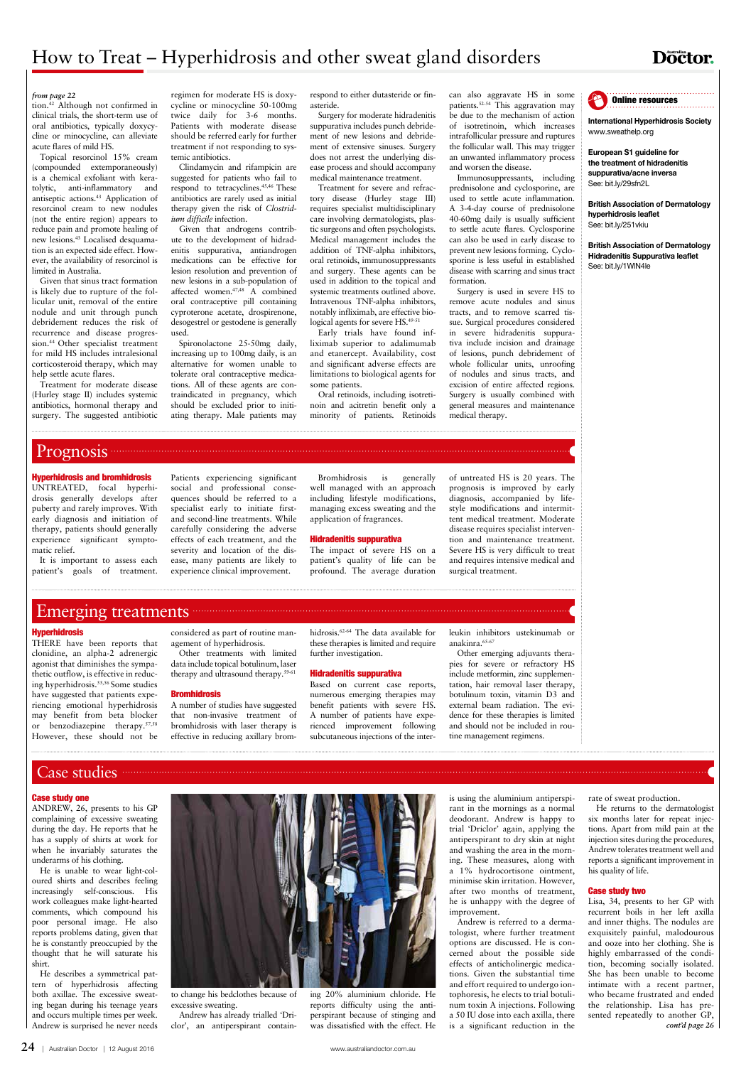*from page 22*

tion.[42] Although not confirmed in clinical trials, the short-term use of oral antibiotics, typically doxycycline or minocycline, can alleviate acute flares of mild HS.

Topical resorcinol 15% cream (compounded extemporaneously) is a chemical exfoliant with keratolytic, anti-inflammatory and antiseptic actions.[43] Application of resorcinol cream to new nodules (not the entire region) appears to reduce pain and promote healing of new lesions.[43] Localised desquamation is an expected side effect. However, the availability of resorcinol is limited in Australia.

Given that sinus tract formation is likely due to rupture of the follicular unit, removal of the entire nodule and unit through punch debridement reduces the risk of recurrence and disease progression.[44] Other specialist treatment for mild HS includes intralesional corticosteroid therapy, which may help settle acute flares.

Treatment for moderate disease (Hurley stage II) includes systemic antibiotics, hormonal therapy and surgery. The suggested antibiotic regimen for moderate HS is doxycycline or minocycline 50-100mg twice daily for 3-6 months. Patients with moderate disease should be referred early for further treatment if not responding to systemic antibiotics.

Clindamycin and rifampicin are suggested for patients who fail to respond to tetracyclines.[45,46] These antibiotics are rarely used as initial therapy given the risk of *Clostridium difficile* infection.

Given that androgens contribute to the development of hidradenitis suppurativa, antiandrogen medications can be effective for lesion resolution and prevention of new lesions in a sub-population of affected women.[47,48] A combined oral contraceptive pill containing cyproterone acetate, drospirenone, desogestrel or gestodene is generally used.

Spironolactone 25-50mg daily, increasing up to 100mg daily, is an alternative for women unable to tolerate oral contraceptive medications. All of these agents are contraindicated in pregnancy, which should be excluded prior to initiating therapy. Male patients may respond to either dutasteride or finasteride.

Surgery for moderate hidradenitis suppurativa includes punch debridement of new lesions and debridement of extensive sinuses. Surgery does not arrest the underlying disease process and should accompany medical maintenance treatment.

Treatment for severe and refractory disease (Hurley stage III) requires specialist multidisciplinary care involving dermatologists, plastic surgeons and often psychologists. Medical management includes the addition of TNF-alpha inhibitors, oral retinoids, immunosuppressants and surgery. These agents can be used in addition to the topical and systemic treatments outlined above. Intravenous TNF-alpha inhibitors, notably infliximab, are effective biological agents for severe HS.[49-51]

Early trials have found infliximab superior to adalimumab and etanercept. Availability, cost and significant adverse effects are limitations to biological agents for some patients.

Oral retinoids, including isotretinoin and acitretin benefit only a minority of patients. Retinoids can also aggravate HS in some patients.[52-54] This aggravation may be due to the mechanism of action of isotretinoin, which increases intrafollicular pressure and ruptures the follicular wall. This may trigger an unwanted inflammatory process and worsen the disease.

Immunosuppressants, including prednisolone and cyclosporine, are used to settle acute inflammation. A 3-4-day course of prednisolone 40-60mg daily is usually sufficient to settle acute flares. Cyclosporine can also be used in early disease to prevent new lesions forming. Cyclosporine is less useful in established disease with scarring and sinus tract formation.

Surgery is used in severe HS to remove acute nodules and sinus tracts, and to remove scarred tissue. Surgical procedures considered in severe hidradenitis suppurativa include incision and drainage of lesions, punch debridement of whole follicular units, unroofing of nodules and sinus tracts, and excision of entire affected regions. Surgery is usually combined with general measures and maintenance medical therapy.

### Online resources

**International Hyperhidrosis Society**
www.sweathelp.org

**European S1 guideline for the treatment of hidradenitis suppurativa/acne inversa**
See: bit.ly/29sfn2L

**British Association of Dermatology hyperhidrosis leaflet**
See: bit.ly/251vkiu

**British Association of Dermatology Hidradenitis Suppurativa leaflet**
See: bit.ly/1WlN4le

## Prognosis

### Hyperhidrosis and bromhidrosis

UNTREATED, focal hyperhidrosis generally develops after puberty and rarely improves. With early diagnosis and initiation of therapy, patients should generally experience significant symptomatic relief.

It is important to assess each patient's goals of treatment. Patients experiencing significant social and professional consequences should be referred to a specialist early to initiate first- and second-line treatments. While carefully considering the adverse effects of each treatment, and the severity and location of the disease, many patients are likely to experience clinical improvement.

Bromhidrosis is generally well managed with an approach including lifestyle modifications, managing excess sweating and the application of fragrances.

### Hidradenitis suppurativa

The impact of severe HS on a patient's quality of life can be profound. The average duration of untreated HS is 20 years. The prognosis is improved by early diagnosis, accompanied by lifestyle modifications and intermittent medical treatment. Moderate disease requires specialist intervention and maintenance treatment. Severe HS is very difficult to treat and requires intensive medical and surgical treatment.

## Emerging treatments

### Hyperhidrosis

THERE have been reports that clonidine, an alpha-2 adrenergic agonist that diminishes the sympathetic outflow, is effective in reducing hyperhidrosis.[55,56] Some studies have suggested that patients experiencing emotional hyperhidrosis may benefit from beta blocker or benzodiazepine therapy.[57,58] However, these should not be considered as part of routine management of hyperhidrosis.

Other treatments with limited data include topical botulinum, laser therapy and ultrasound therapy.[59-61]

### Bromhidrosis

A number of studies have suggested that non-invasive treatment of bromhidrosis with laser therapy is effective in reducing axillary bromhidrosis.[62-64] The data available for these therapies is limited and require further investigation.

### Hidradenitis suppurativa

Based on current case reports, numerous emerging therapies may benefit patients with severe HS. A number of patients have experienced improvement following subcutaneous injections of the interleukin inhibitors ustekinumab or anakinra.[65-67]

Other emerging adjuvants therapies for severe or refractory HS include metformin, zinc supplementation, hair removal laser therapy, botulinum toxin, vitamin D3 and external beam radiation. The evidence for these therapies is limited and should not be included in routine management regimens.

## Case studies

### Case study one

ANDREW, 26, presents to his GP complaining of excessive sweating during the day. He reports that he has a supply of shirts at work for when he invariably saturates the underarms of his clothing.

He is unable to wear light-coloured shirts and describes feeling increasingly self-conscious. His work colleagues make light-hearted comments, which compound his poor personal image. He also reports problems dating, given that he is constantly preoccupied by the thought that he will saturate his shirt.

He describes a symmetrical pattern of hyperhidrosis affecting both axillae. The excessive sweating began during his teenage years and occurs multiple times per week. Andrew is surprised he never needs to change his bedclothes because of excessive sweating.

Andrew has already trialled 'Driclor', an antiperspirant containing 20% aluminium chloride. He reports difficulty using the antiperspirant because of stinging and was dissatisfied with the effect. He is using the aluminium antiperspirant in the mornings as a normal deodorant. Andrew is happy to trial 'Driclor' again, applying the antiperspirant to dry skin at night and washing the area in the morning. These measures, along with a 1% hydrocortisone ointment, minimise skin irritation. However, after two months of treatment, he is unhappy with the degree of improvement.

Andrew is referred to a dermatologist, where further treatment options are discussed. He is concerned about the possible side effects of anticholinergic medications. Given the substantial time and effort required to undergo iontophoresis, he elects to trial botulinum toxin A injections. Following a 50 IU dose into each axilla, there is a significant reduction in the rate of sweat production.

He returns to the dermatologist six months later for repeat injections. Apart from mild pain at the injection sites during the procedures, Andrew tolerates treatment well and reports a significant improvement in his quality of life.

### Case study two

Lisa, 34, presents to her GP with recurrent boils in her left axilla and inner thighs. The nodules are exquisitely painful, malodourous and ooze into her clothing. She is highly embarrassed of the condition, becoming socially isolated. She has been unable to become intimate with a recent partner, who became frustrated and ended the relationship. Lisa has presented repeatedly to another GP,

*cont'd page 26*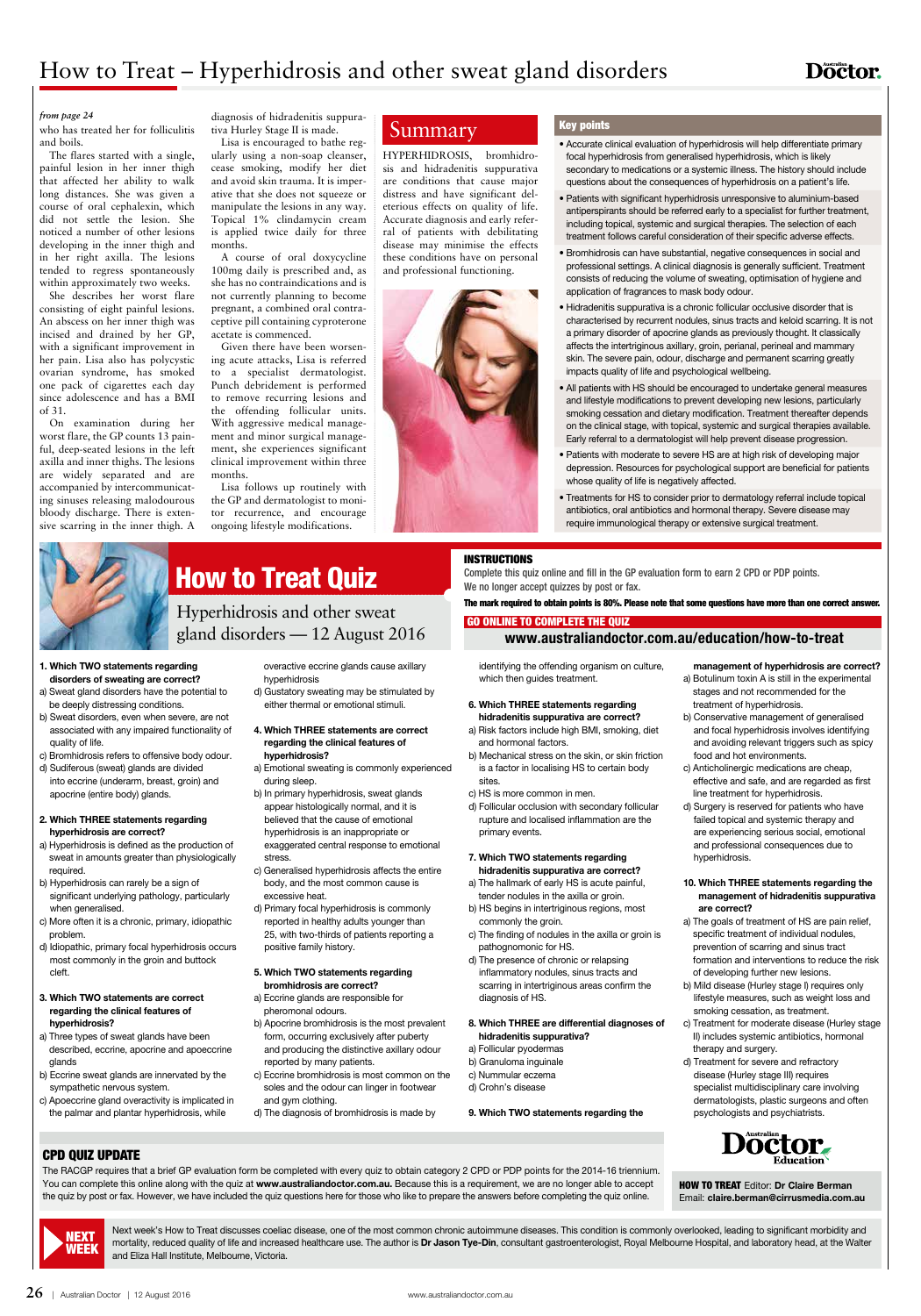*from page 24*

who has treated her for folliculitis and boils.

The flares started with a single, painful lesion in her inner thigh that affected her ability to walk long distances. She was given a course of oral cephalexin, which did not settle the lesion. She noticed a number of other lesions developing in the inner thigh and in her right axilla. The lesions tended to resolve spontaneously within approximately two weeks.

She describes her worst flare consisting of eight painful lesions. An abscess on her inner thigh was incised and drained by her GP, with a significant improvement in her pain. Lisa also has polycystic ovarian syndrome, has smoked one pack of cigarettes each day since adolescence and has a BMI of 31.

On examination during her worst flare, the GP counts 13 painful, deep-seated lesions in the left axilla and inner thighs. The lesions are widely separated and are accompanied by intercommunicating sinuses releasing malodorous bloody discharge. There is extensive scarring in the inner thigh. A diagnosis of hidradenitis suppurativa Hurley Stage II is made.

Lisa is encouraged to bathe regularly using a non-soap cleanser, cease smoking, modify her diet and avoid skin trauma. It is imperative that she does not squeeze or manipulate the lesions in any way. Topical 1% clindamycin cream is applied twice daily for three months.

A course of oral doxycycline 100mg daily is prescribed and, as she has no contraindications and is not currently planning to become pregnant, a combined oral contraceptive pill containing cyproterone acetate is commenced.

Given there have been worsening acute attacks, Lisa is referred to a specialist dermatologist. Punch debridement is performed to remove recurring lesions and the offending follicular units. With aggressive medical management and minor surgical management, she experiences significant clinical improvement within three months.

Lisa follows up routinely with the GP and dermatologist to monitor recurrence, and encourage ongoing lifestyle modifications.

## Summary

HYPERHIDROSIS, bromhidrosis and hidradenitis suppurativa are conditions that cause major distress and have significant deleterious effects on quality of life. Accurate diagnosis and early referral of patients with debilitating disease may minimise the effects these conditions have on personal and professional functioning.

## Key points

- Accurate clinical evaluation of hyperhidrosis will help differentiate primary focal hyperhidrosis from generalised hyperhidrosis, which is likely secondary to medications or a systemic illness. The history should include questions about the consequences of hyperhidrosis on a patient's life.
- Patients with significant hyperhidrosis unresponsive to aluminium-based antiperspirants should be referred early to a specialist for further treatment, including topical, systemic and surgical therapies. The selection of each treatment follows careful consideration of their specific adverse effects.
- Bromhidrosis can have substantial, negative consequences in social and professional settings. A clinical diagnosis is generally sufficient. Treatment consists of reducing the volume of sweating, optimisation of hygiene and application of fragrances to mask body odour.
- Hidradenitis suppurativa is a chronic follicular occlusive disorder that is characterised by recurrent nodules, sinus tracts and keloid scarring. It is not a primary disorder of apocrine glands as previously thought. It classically affects the intertriginous axillary, groin, perianal, perineal and mammary skin. The severe pain, odour, discharge and permanent scarring greatly impacts quality of life and psychological wellbeing.
- All patients with HS should be encouraged to undertake general measures and lifestyle modifications to prevent developing new lesions, particularly smoking cessation and dietary modification. Treatment thereafter depends on the clinical stage, with topical, systemic and surgical therapies available. Early referral to a dermatologist will help prevent disease progression.
- Patients with moderate to severe HS are at high risk of developing major depression. Resources for psychological support are beneficial for patients whose quality of life is negatively affected.
- Treatments for HS to consider prior to dermatology referral include topical antibiotics, oral antibiotics and hormonal therapy. Severe disease may require immunological therapy or extensive surgical treatment.

# How to Treat Quiz

## Hyperhidrosis and other sweat gland disorders — 12 August 2016

### INSTRUCTIONS

Complete this quiz online and fill in the GP evaluation form to earn 2 CPD or PDP points. We no longer accept quizzes by post or fax.

**The mark required to obtain points is 80%. Please note that some questions have more than one correct answer.**

**GO ONLINE TO COMPLETE THE QUIZ**

**www.australiandoctor.com.au/education/how-to-treat**

**1. Which TWO statements regarding disorders of sweating are correct?**

a) Sweat gland disorders have the potential to be deeply distressing conditions.
b) Sweat disorders, even when severe, are not associated with any impaired functionality of quality of life.
c) Bromhidrosis refers to offensive body odour.
d) Sudiferous (sweat) glands are divided into eccrine (underarm, breast, groin) and apocrine (entire body) glands.

**2. Which THREE statements regarding hyperhidrosis are correct?**

a) Hyperhidrosis is defined as the production of sweat in amounts greater than physiologically required.
b) Hyperhidrosis can rarely be a sign of significant underlying pathology, particularly when generalised.
c) More often it is a chronic, primary, idiopathic problem.
d) Idiopathic, primary focal hyperhidrosis occurs most commonly in the groin and buttock cleft.

**3. Which THREE statements are correct regarding the clinical features of hyperhidrosis?**

a) Three types of sweat glands have been described, eccrine, apocrine and apoeccrine glands
b) Eccrine sweat glands are innervated by the sympathetic nervous system.
c) Apoeccrine gland overactivity is implicated in the palmar and plantar hyperhidrosis, while overactive eccrine glands cause axillary hyperhidrosis
d) Gustatory sweating may be stimulated by either thermal or emotional stimuli.

**4. Which THREE statements are correct regarding the clinical features of hyperhidrosis?**

a) Emotional sweating is commonly experienced during sleep.
b) In primary hyperhidrosis, sweat glands appear histologically normal, and it is believed that the cause of emotional hyperhidrosis is an inappropriate or exaggerated central response to emotional stress.
c) Generalised hyperhidrosis affects the entire body, and the most common cause is excessive heat.
d) Primary focal hyperhidrosis is commonly reported in healthy adults younger than 25, with two-thirds of patients reporting a positive family history.

**5. Which TWO statements regarding bromhidrosis are correct?**

a) Eccrine glands are responsible for pheromonal odours.
b) Apocrine bromhidrosis is the most prevalent form, occurring exclusively after puberty and producing the distinctive axillary odour reported by many patients.
c) Eccrine bromhidrosis is most common on the soles and the odour can linger in footwear and gym clothing.
d) The diagnosis of bromhidrosis is made by identifying the offending organism on culture, which then guides treatment.

**6. Which THREE statements regarding hidradenitis suppurativa are correct?**

a) Risk factors include high BMI, smoking, diet and hormonal factors.
b) Mechanical stress on the skin, or skin friction is a factor in localising HS to certain body sites.
c) HS is more common in men.
d) Follicular occlusion with secondary follicular rupture and localised inflammation are the primary events.

**7. Which TWO statements regarding hidradenitis suppurativa are correct?**

a) The hallmark of early HS is acute painful, tender nodules in the axilla or groin.
b) HS begins in intertriginous regions, most commonly the groin.
c) The finding of nodules in the axilla or groin is pathognomonic for HS.
d) The presence of chronic or relapsing inflammatory nodules, sinus tracts and scarring in intertriginous areas confirm the diagnosis of HS.

**8. Which THREE are differential diagnoses of hidradenitis suppurativa?**

a) Follicular pyodermas
b) Granuloma inguinale
c) Nummular eczema
d) Crohn's disease

**9. Which TWO statements regarding the management of hyperhidrosis are correct?**

a) Botulinum toxin A is still in the experimental stages and not recommended for the treatment of hyperhidrosis.
b) Conservative management of generalised and focal hyperhidrosis involves identifying and avoiding relevant triggers such as spicy food and hot environments.
c) Anticholinergic medications are cheap, effective and safe, and are regarded as first line treatment for hyperhidrosis.
d) Surgery is reserved for patients who have failed topical and systemic therapy and are experiencing serious social, emotional and professional consequences due to hyperhidrosis.

**10. Which THREE statements regarding the management of hidradenitis suppurativa are correct?**

a) The goals of treatment of HS are pain relief, specific treatment of individual nodules, prevention of scarring and sinus tract formation and interventions to reduce the risk of developing further new lesions.
b) Mild disease (Hurley stage I) requires only lifestyle measures, such as weight loss and smoking cessation, as treatment.
c) Treatment for moderate disease (Hurley stage II) includes systemic antibiotics, hormonal therapy and surgery.
d) Treatment for severe and refractory disease (Hurley stage III) requires specialist multidisciplinary care involving dermatologists, plastic surgeons and often psychologists and psychiatrists.

### CPD QUIZ UPDATE

The RACGP requires that a brief GP evaluation form be completed with every quiz to obtain category 2 CPD or PDP points for the 2014-16 triennium. You can complete this online along with the quiz at **www.australiandoctor.com.au.** Because this is a requirement, we are no longer able to accept the quiz by post or fax. However, we have included the quiz questions here for those who like to prepare the answers before completing the quiz online.

**HOW TO TREAT** Editor: **Dr Claire Berman**
Email: **claire.berman@cirrusmedia.com.au**

**NEXT WEEK**

Next week's How to Treat discusses coeliac disease, one of the most common chronic autoimmune diseases. This condition is commonly overlooked, leading to significant morbidity and mortality, reduced quality of life and increased healthcare use. The author is **Dr Jason Tye-Din**, consultant gastroenterologist, Royal Melbourne Hospital, and laboratory head, at the Walter and Eliza Hall Institute, Melbourne, Victoria.